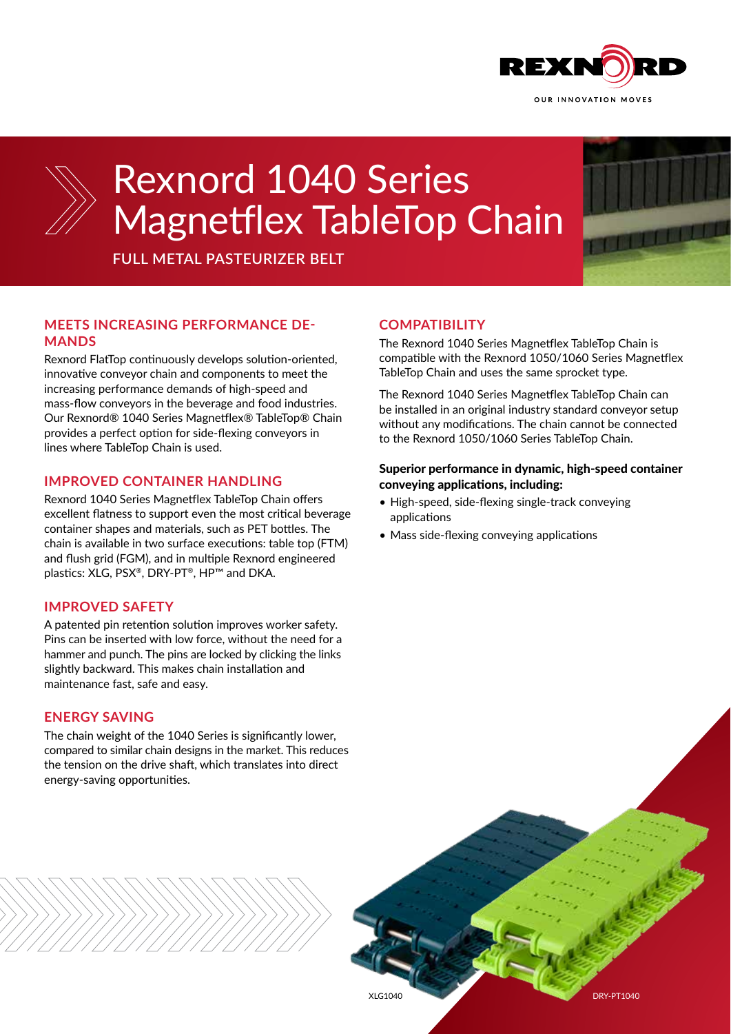REXNORD

OUR INNOVATION MOVES

# Rexnord 1040 Series Magnetflex TableTop Chain

**FULL METAL PASTEURIZER BELT**

## MEETS INCREASING PERFORMANCE DEMANDS

Rexnord FlatTop continuously develops solution-oriented, innovative conveyor chain and components to meet the increasing performance demands of high-speed and mass-flow conveyors in the beverage and food industries. Our Rexnord® 1040 Series Magnetflex® TableTop® Chain provides a perfect option for side-flexing conveyors in lines where TableTop Chain is used.

## IMPROVED CONTAINER HANDLING

Rexnord 1040 Series Magnetflex TableTop Chain offers excellent flatness to support even the most critical beverage container shapes and materials, such as PET bottles. The chain is available in two surface executions: table top (FTM) and flush grid (FGM), and in multiple Rexnord engineered plastics: XLG, PSX®, DRY-PT®, HP™ and DKA.

## IMPROVED SAFETY

A patented pin retention solution improves worker safety. Pins can be inserted with low force, without the need for a hammer and punch. The pins are locked by clicking the links slightly backward. This makes chain installation and maintenance fast, safe and easy.

## ENERGY SAVING

The chain weight of the 1040 Series is significantly lower, compared to similar chain designs in the market. This reduces the tension on the drive shaft, which translates into direct energy-saving opportunities.

## COMPATIBILITY

The Rexnord 1040 Series Magnetflex TableTop Chain is compatible with the Rexnord 1050/1060 Series Magnetflex TableTop Chain and uses the same sprocket type.

The Rexnord 1040 Series Magnetflex TableTop Chain can be installed in an original industry standard conveyor setup without any modifications. The chain cannot be connected to the Rexnord 1050/1060 Series TableTop Chain.

**Superior performance in dynamic, high-speed container conveying applications, including:**

- High-speed, side-flexing single-track conveying applications
- Mass side-flexing conveying applications

XLG1040

DRY-PT1040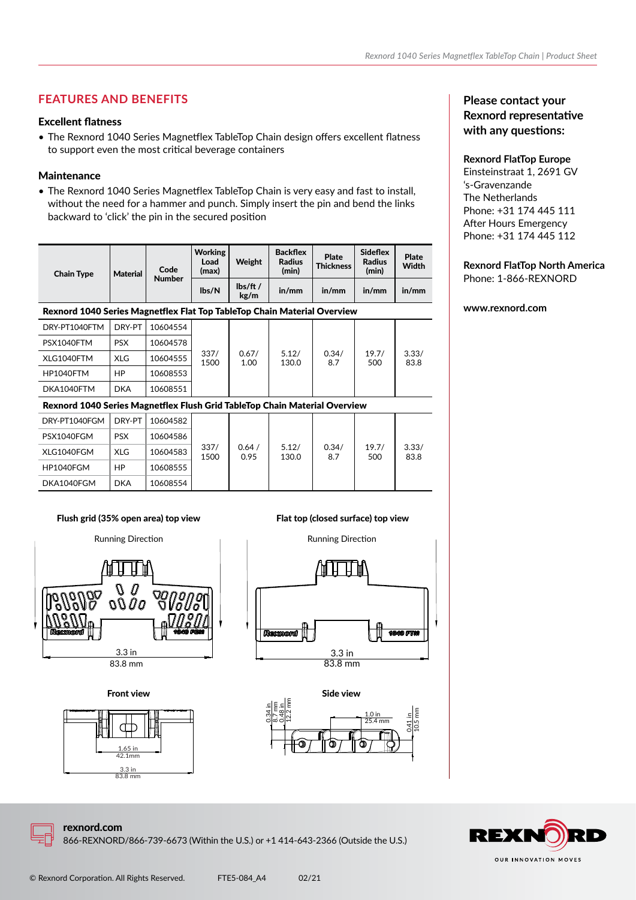## FEATURES AND BENEFITS

### Excellent flatness

- The Rexnord 1040 Series Magnetflex TableTop Chain design offers excellent flatness to support even the most critical beverage containers

### Maintenance

- The Rexnord 1040 Series Magnetflex TableTop Chain is very easy and fast to install, without the need for a hammer and punch. Simply insert the pin and bend the links backward to 'click' the pin in the secured position

| Chain Type | Material | Code Number | Working Load (max) | Weight | Backflex Radius (min) | Plate Thickness | Sideflex Radius (min) | Plate Width |
|---|---|---|---|---|---|---|---|---|
| | | | lbs/N | lbs/ft / kg/m | in/mm | in/mm | in/mm | in/mm |
| **Rexnord 1040 Series Magnetflex Flat Top TableTop Chain Material Overview** | | | | | | | | |
| DRY-PT1040FTM | DRY-PT | 10604554 | 337/ 1500 | 0.67/ 1.00 | 5.12/ 130.0 | 0.34/ 8.7 | 19.7/ 500 | 3.33/ 83.8 |
| PSX1040FTM | PSX | 10604578 | | | | | | |
| XLG1040FTM | XLG | 10604555 | | | | | | |
| HP1040FTM | HP | 10608553 | | | | | | |
| DKA1040FTM | DKA | 10608551 | | | | | | |
| **Rexnord 1040 Series Magnetflex Flush Grid TableTop Chain Material Overview** | | | | | | | | |
| DRY-PT1040FGM | DRY-PT | 10604582 | 337/ 1500 | 0.64 / 0.95 | 5.12/ 130.0 | 0.34/ 8.7 | 19.7/ 500 | 3.33/ 83.8 |
| PSX1040FGM | PSX | 10604586 | | | | | | |
| XLG1040FGM | XLG | 10604583 | | | | | | |
| HP1040FGM | HP | 10608555 | | | | | | |
| DKA1040FGM | DKA | 10608554 | | | | | | |

**Flush grid (35% open area) top view**

Running Direction

3.3 in
83.8 mm

**Flat top (closed surface) top view**

Running Direction

3.3 in
83.8 mm

**Front view**

1.65 in
42.1mm

3.3 in
83.8 mm

**Side view**

0.34 in
8.7 mm
0.48 in
12.2 mm

1.0 in
25.4 mm

0.41 in
10.5 mm

**Please contact your Rexnord representative with any questions:**

**Rexnord FlatTop Europe**
Einsteinstraat 1, 2691 GV
's-Gravenzande
The Netherlands
Phone: +31 174 445 111
After Hours Emergency
Phone: +31 174 445 112

**Rexnord FlatTop North America**
Phone: 1-866-REXNORD

**www.rexnord.com**

**rexnord.com**
866-REXNORD/866-739-6673 (Within the U.S.) or +1 414-643-2366 (Outside the U.S.)

REXNORD
OUR INNOVATION MOVES

© Rexnord Corporation. All Rights Reserved. FTE5-084_A4 02/21